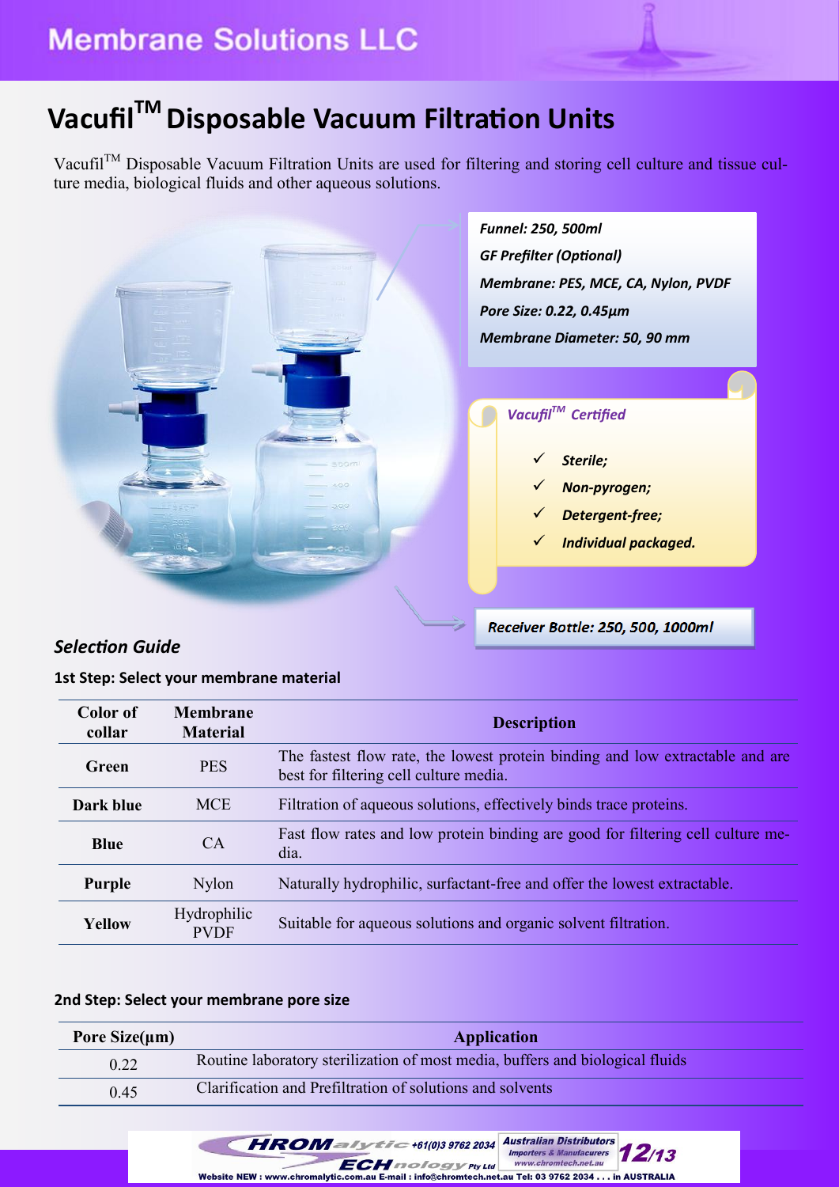# Vacufil™ Disposable Vacuum Filtration Units

Vacufil™ Disposable Vacuum Filtration Units are used for filtering and storing cell culture and tissue culture media, biological fluids and other aqueous solutions.

***Funnel: 250, 500ml***

***GF Prefilter (Optional)***

***Membrane: PES, MCE, CA, Nylon, PVDF***

***Pore Size: 0.22, 0.45µm***

***Membrane Diameter: 50, 90 mm***

*Vacufil™ Certified*

- ***Sterile;***
- ***Non-pyrogen;***
- ***Detergent-free;***
- ***Individual packaged.***

***Receiver Bottle: 250, 500, 1000ml***

## *Selection Guide*

### 1st Step: Select your membrane material

| Color of collar | Membrane Material | Description |
|---|---|---|
| **Green** | PES | The fastest flow rate, the lowest protein binding and low extractable and are best for filtering cell culture media. |
| **Dark blue** | MCE | Filtration of aqueous solutions, effectively binds trace proteins. |
| **Blue** | CA | Fast flow rates and low protein binding are good for filtering cell culture media. |
| **Purple** | Nylon | Naturally hydrophilic, surfactant-free and offer the lowest extractable. |
| **Yellow** | Hydrophilic PVDF | Suitable for aqueous solutions and organic solvent filtration. |

### 2nd Step: Select your membrane pore size

| Pore Size(µm) | Application |
|---|---|
| 0.22 | Routine laboratory sterilization of most media, buffers and biological fluids |
| 0.45 | Clarification and Prefiltration of solutions and solvents |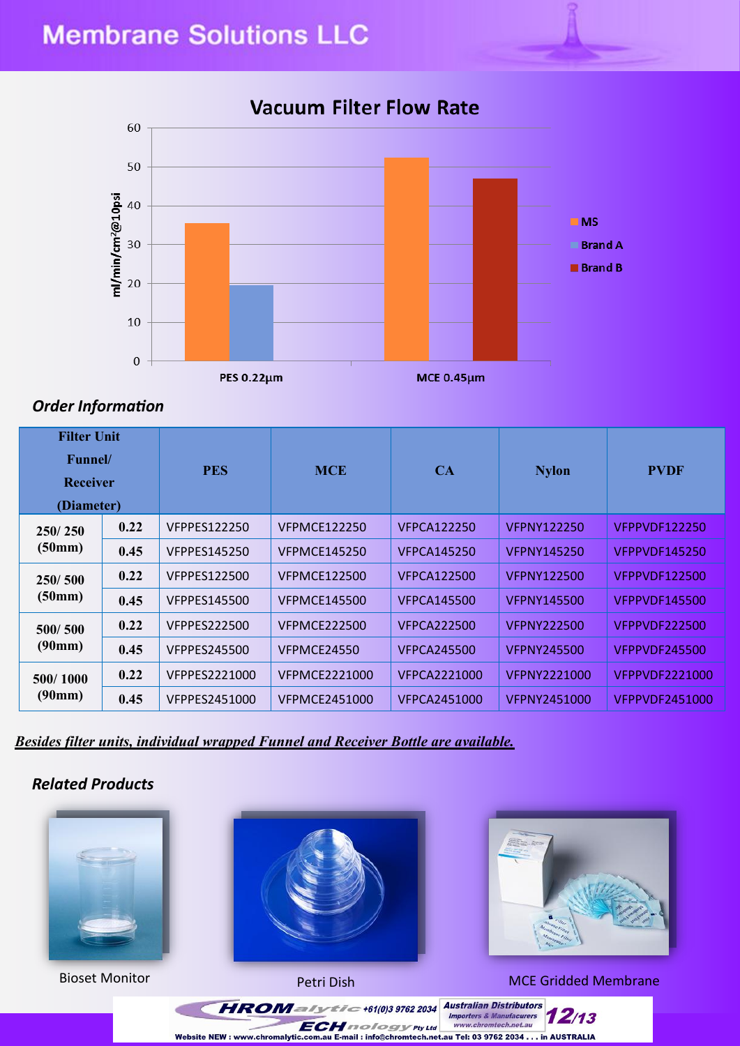# Membrane Solutions LLC

## Vacuum Filter Flow Rate

ml/min/cm$^2$@10psi

60
50
40
30
20
10
0

PES 0.22µm
MCE 0.45µm

MS
Brand A
Brand B

## *Order Information*

| Filter Unit Funnel/ Receiver (Diameter) | | PES | MCE | CA | Nylon | PVDF |
|---|---|---|---|---|---|---|
| 250/ 250 (50mm) | 0.22 | VFPPES122250 | VFPMCE122250 | VFPCA122250 | VFPNY122250 | VFPPVDF122250 |
| | 0.45 | VFPPES145250 | VFPMCE145250 | VFPCA145250 | VFPNY145250 | VFPPVDF145250 |
| 250/ 500 (50mm) | 0.22 | VFPPES122500 | VFPMCE122500 | VFPCA122500 | VFPNY122500 | VFPPVDF122500 |
| | 0.45 | VFPPES145500 | VFPMCE145500 | VFPCA145500 | VFPNY145500 | VFPPVDF145500 |
| 500/ 500 (90mm) | 0.22 | VFPPES222500 | VFPMCE222500 | VFPCA222500 | VFPNY222500 | VFPPVDF222500 |
| | 0.45 | VFPPES245500 | VFPMCE24550 | VFPCA245500 | VFPNY245500 | VFPPVDF245500 |
| 500/ 1000 (90mm) | 0.22 | VFPPES2221000 | VFPMCE2221000 | VFPCA2221000 | VFPNY2221000 | VFPPVDF2221000 |
| | 0.45 | VFPPES2451000 | VFPMCE2451000 | VFPCA2451000 | VFPNY2451000 | VFPPVDF2451000 |

***Besides filter units, individual wrapped Funnel and Receiver Bottle are available.***

## *Related Products*

Bioset Monitor

Petri Dish

MCE Gridded Membrane

CHROMalytic TECHnology Pty Ltd +61(0)3 9762 2034 Australian Distributors Importers & Manufacturers www.chromtech.net.au

Website NEW : www.chromalytic.com.au E-mail : info@chromtech.net.au Tel: 03 9762 2034 . . . in AUSTRALIA